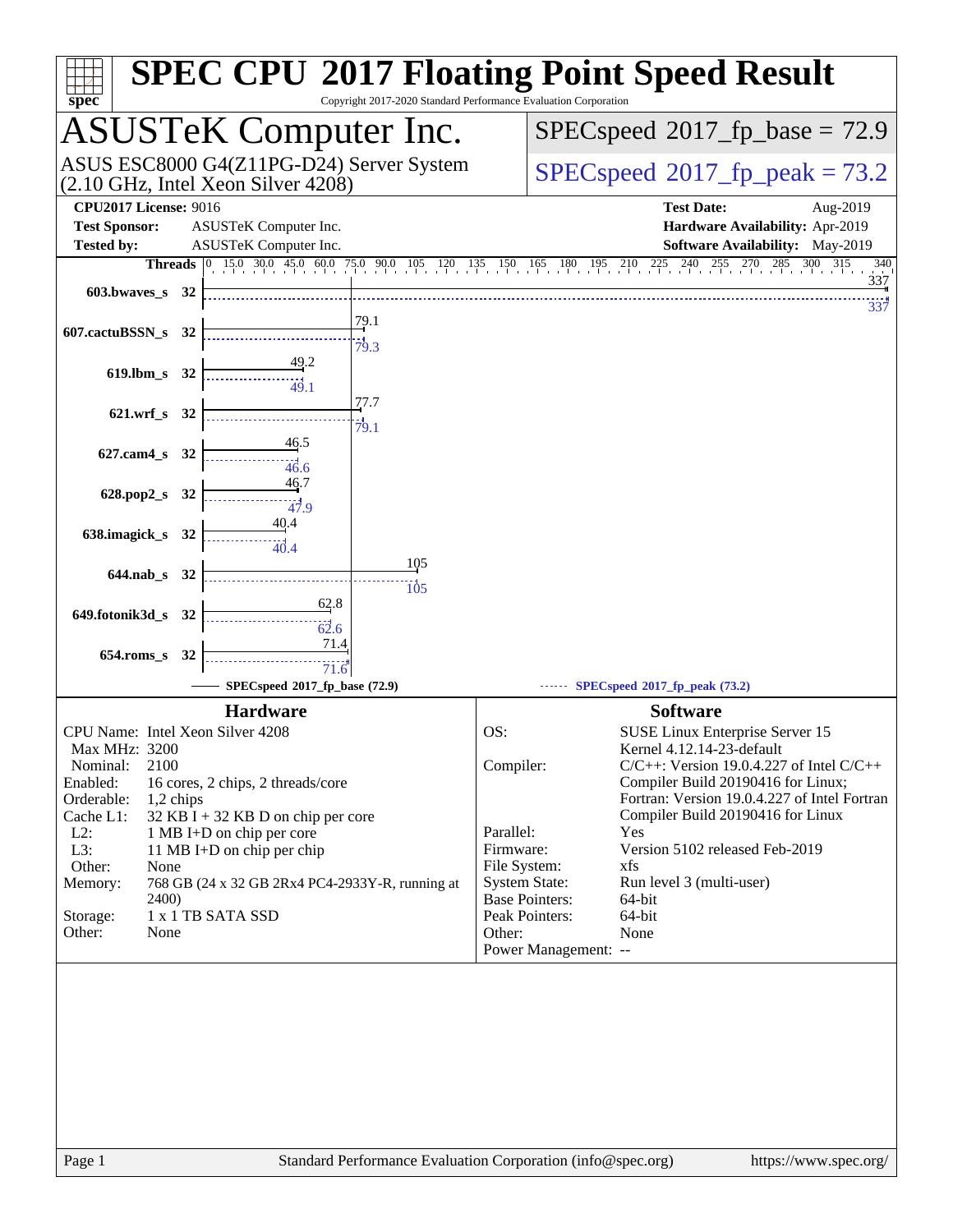# SPEC CPU 2017 Floating Point Speed Result

Copyright 2017-2020 Standard Performance Evaluation Corporation

## ASUSTeK Computer Inc.

ASUS ESC8000 G4(Z11PG-D24) Server System (2.10 GHz, Intel Xeon Silver 4208)

SPECspeed 2017_fp_base = 72.9

SPECspeed 2017_fp_peak = 73.2

**CPU2017 License:** 9016
**Test Sponsor:** ASUSTeK Computer Inc.
**Tested by:** ASUSTeK Computer Inc.

**Test Date:** Aug-2019
**Hardware Availability:** Apr-2019
**Software Availability:** May-2019

| Benchmark | Threads | Base | Peak |
|---|---|---|---|
| 603.bwaves_s | 32 | 337 | 337 |
| 607.cactuBSSN_s | 32 | 79.1 | 79.3 |
| 619.lbm_s | 32 | 49.2 | 49.1 |
| 621.wrf_s | 32 | 77.7 | 79.1 |
| 627.cam4_s | 32 | 46.5 | 46.6 |
| 628.pop2_s | 32 | 46.7 | 47.9 |
| 638.imagick_s | 32 | 40.4 | 40.4 |
| 644.nab_s | 32 | 105 | 105 |
| 649.fotonik3d_s | 32 | 62.8 | 62.6 |
| 654.roms_s | 32 | 71.4 | 71.6 |

SPECspeed 2017_fp_base (72.9) — SPECspeed 2017_fp_peak (73.2)

### Hardware

| | |
|---|---|
| CPU Name: | Intel Xeon Silver 4208 |
| Max MHz: | 3200 |
| Nominal: | 2100 |
| Enabled: | 16 cores, 2 chips, 2 threads/core |
| Orderable: | 1,2 chips |
| Cache L1: | 32 KB I + 32 KB D on chip per core |
| L2: | 1 MB I+D on chip per core |
| L3: | 11 MB I+D on chip per chip |
| Other: | None |
| Memory: | 768 GB (24 x 32 GB 2Rx4 PC4-2933Y-R, running at 2400) |
| Storage: | 1 x 1 TB SATA SSD |
| Other: | None |

### Software

| | |
|---|---|
| OS: | SUSE Linux Enterprise Server 15 Kernel 4.12.14-23-default |
| Compiler: | C/C++: Version 19.0.4.227 of Intel C/C++ Compiler Build 20190416 for Linux; Fortran: Version 19.0.4.227 of Intel Fortran Compiler Build 20190416 for Linux |
| Parallel: | Yes |
| Firmware: | Version 5102 released Feb-2019 |
| File System: | xfs |
| System State: | Run level 3 (multi-user) |
| Base Pointers: | 64-bit |
| Peak Pointers: | 64-bit |
| Other: | None |
| Power Management: | -- |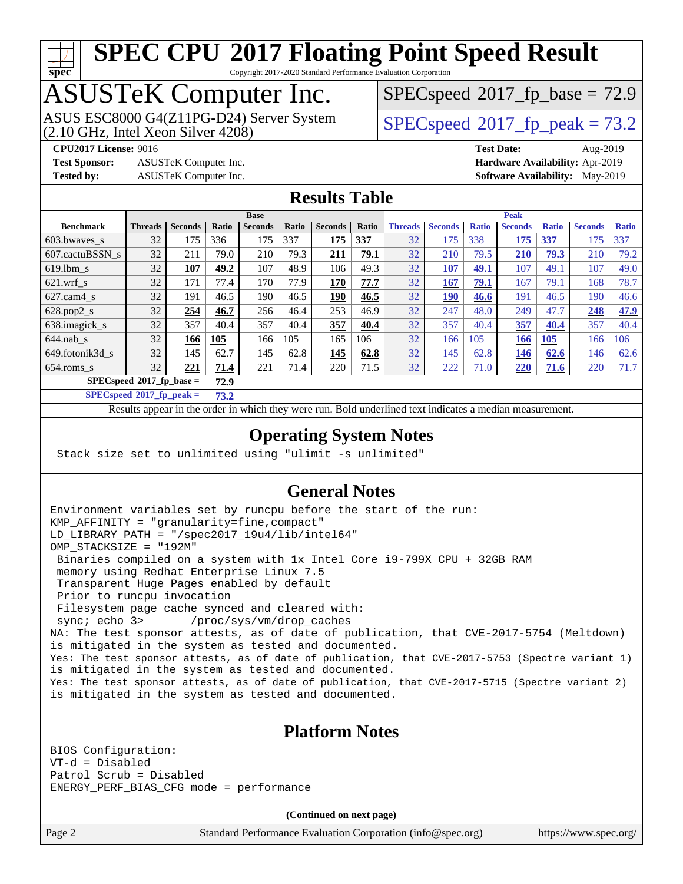# SPEC CPU 2017 Floating Point Speed Result

Copyright 2017-2020 Standard Performance Evaluation Corporation

# ASUSTeK Computer Inc.

ASUS ESC8000 G4(Z11PG-D24) Server System (2.10 GHz, Intel Xeon Silver 4208)

SPECspeed 2017_fp_base = 72.9

SPECspeed 2017_fp_peak = 73.2

**CPU2017 License:** 9016
**Test Sponsor:** ASUSTeK Computer Inc.
**Tested by:** ASUSTeK Computer Inc.
**Test Date:** Aug-2019
**Hardware Availability:** Apr-2019
**Software Availability:** May-2019

## Results Table

| | Base | | | | | | | Peak | | | | | | |
|---|---|---|---|---|---|---|---|---|---|---|---|---|---|---|
| **Benchmark** | **Threads** | **Seconds** | **Ratio** | **Seconds** | **Ratio** | **Seconds** | **Ratio** | **Threads** | **Seconds** | **Ratio** | **Seconds** | **Ratio** | **Seconds** | **Ratio** |
| 603.bwaves_s | 32 | 175 | 336 | 175 | 337 | **175** | **337** | 32 | 175 | 338 | **175** | **337** | 175 | 337 |
| 607.cactuBSSN_s | 32 | 211 | 79.0 | 210 | 79.3 | **211** | **79.1** | 32 | 210 | 79.5 | **210** | **79.3** | 210 | 79.2 |
| 619.lbm_s | 32 | **107** | **49.2** | 107 | 48.9 | 106 | 49.3 | 32 | **107** | **49.1** | 107 | 49.1 | 107 | 49.0 |
| 621.wrf_s | 32 | 171 | 77.4 | 170 | 77.9 | **170** | **77.7** | 32 | **167** | **79.1** | 167 | 79.1 | 168 | 78.7 |
| 627.cam4_s | 32 | 191 | 46.5 | 190 | 46.5 | **190** | **46.5** | 32 | **190** | **46.6** | 191 | 46.5 | 190 | 46.6 |
| 628.pop2_s | 32 | **254** | **46.7** | 256 | 46.4 | 253 | 46.9 | 32 | 247 | 48.0 | 249 | 47.7 | **248** | **47.9** |
| 638.imagick_s | 32 | 357 | 40.4 | 357 | 40.4 | **357** | **40.4** | 32 | 357 | 40.4 | **357** | **40.4** | 357 | 40.4 |
| 644.nab_s | 32 | **166** | **105** | 166 | 105 | 165 | 106 | 32 | 166 | 105 | **166** | **105** | 166 | 106 |
| 649.fotonik3d_s | 32 | 145 | 62.7 | 145 | 62.8 | **145** | **62.8** | 32 | 145 | 62.8 | **146** | **62.6** | 146 | 62.6 |
| 654.roms_s | 32 | **221** | **71.4** | 221 | 71.4 | 220 | 71.5 | 32 | 222 | 71.0 | **220** | **71.6** | 220 | 71.7 |

**SPECspeed 2017_fp_base =** **72.9**

**SPECspeed 2017_fp_peak =** **73.2**

Results appear in the order in which they were run. Bold underlined text indicates a median measurement.

## Operating System Notes

```
Stack size set to unlimited using "ulimit -s unlimited"
```

## General Notes

```
Environment variables set by runcpu before the start of the run:
KMP_AFFINITY = "granularity=fine,compact"
LD_LIBRARY_PATH = "/spec2017_19u4/lib/intel64"
OMP_STACKSIZE = "192M"
 Binaries compiled on a system with 1x Intel Core i9-799X CPU + 32GB RAM
 memory using Redhat Enterprise Linux 7.5
 Transparent Huge Pages enabled by default
 Prior to runcpu invocation
 Filesystem page cache synced and cleared with:
 sync; echo 3>       /proc/sys/vm/drop_caches
NA: The test sponsor attests, as of date of publication, that CVE-2017-5754 (Meltdown)
is mitigated in the system as tested and documented.
Yes: The test sponsor attests, as of date of publication, that CVE-2017-5753 (Spectre variant 1)
is mitigated in the system as tested and documented.
Yes: The test sponsor attests, as of date of publication, that CVE-2017-5715 (Spectre variant 2)
is mitigated in the system as tested and documented.
```

## Platform Notes

```
BIOS Configuration:
VT-d = Disabled
Patrol Scrub = Disabled
ENERGY_PERF_BIAS_CFG mode = performance
```

**(Continued on next page)**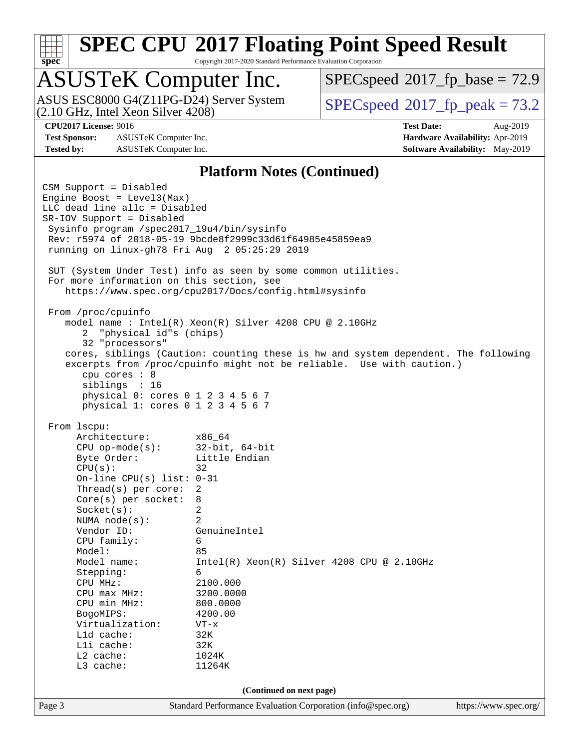## Platform Notes (Continued)

```
CSM Support = Disabled
Engine Boost = Level3(Max)
LLC dead line allc = Disabled
SR-IOV Support = Disabled
 Sysinfo program /spec2017_19u4/bin/sysinfo
 Rev: r5974 of 2018-05-19 9bcde8f2999c33d61f64985e45859ea9
 running on linux-gh78 Fri Aug  2 05:25:29 2019

 SUT (System Under Test) info as seen by some common utilities.
 For more information on this section, see
    https://www.spec.org/cpu2017/Docs/config.html#sysinfo

 From /proc/cpuinfo
    model name : Intel(R) Xeon(R) Silver 4208 CPU @ 2.10GHz
       2  "physical id"s (chips)
       32 "processors"
    cores, siblings (Caution: counting these is hw and system dependent. The following
    excerpts from /proc/cpuinfo might not be reliable.  Use with caution.)
       cpu cores : 8
       siblings  : 16
       physical 0: cores 0 1 2 3 4 5 6 7
       physical 1: cores 0 1 2 3 4 5 6 7

 From lscpu:
      Architecture:        x86_64
      CPU op-mode(s):      32-bit, 64-bit
      Byte Order:          Little Endian
      CPU(s):              32
      On-line CPU(s) list: 0-31
      Thread(s) per core:  2
      Core(s) per socket:  8
      Socket(s):           2
      NUMA node(s):        2
      Vendor ID:           GenuineIntel
      CPU family:          6
      Model:               85
      Model name:          Intel(R) Xeon(R) Silver 4208 CPU @ 2.10GHz
      Stepping:            6
      CPU MHz:             2100.000
      CPU max MHz:         3200.0000
      CPU min MHz:         800.0000
      BogoMIPS:            4200.00
      Virtualization:      VT-x
      L1d cache:           32K
      L1i cache:           32K
      L2 cache:            1024K
      L3 cache:            11264K
```

(Continued on next page)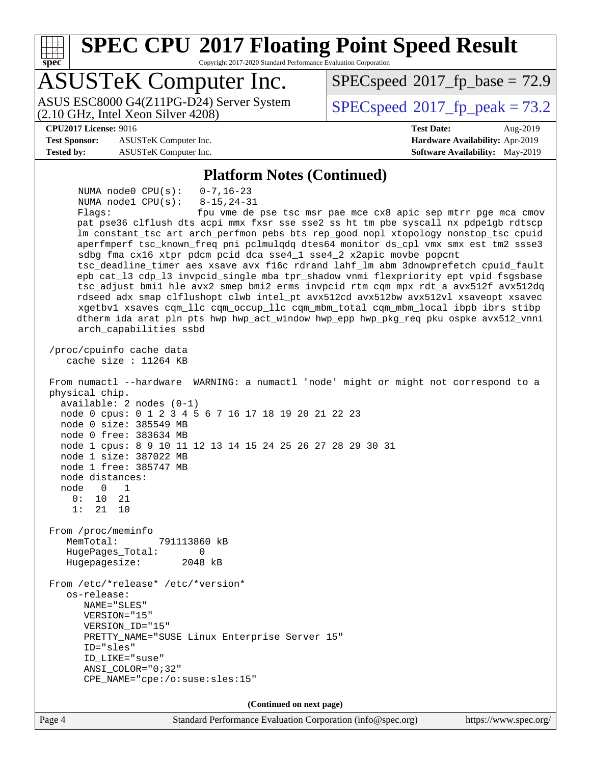## Platform Notes (Continued)

```
    NUMA node0 CPU(s):   0-7,16-23
    NUMA node1 CPU(s):   8-15,24-31
    Flags:               fpu vme de pse tsc msr pae mce cx8 apic sep mtrr pge mca cmov
    pat pse36 clflush dts acpi mmx fxsr sse sse2 ss ht tm pbe syscall nx pdpe1gb rdtscp
    lm constant_tsc art arch_perfmon pebs bts rep_good nopl xtopology nonstop_tsc cpuid
    aperfmperf tsc_known_freq pni pclmulqdq dtes64 monitor ds_cpl vmx smx est tm2 ssse3
    sdbg fma cx16 xtpr pdcm pcid dca sse4_1 sse4_2 x2apic movbe popcnt
    tsc_deadline_timer aes xsave avx f16c rdrand lahf_lm abm 3dnowprefetch cpuid_fault
    epb cat_l3 cdp_l3 invpcid_single mba tpr_shadow vnmi flexpriority ept vpid fsgsbase
    tsc_adjust bmi1 hle avx2 smep bmi2 erms invpcid rtm cqm mpx rdt_a avx512f avx512dq
    rdseed adx smap clflushopt clwb intel_pt avx512cd avx512bw avx512vl xsaveopt xsavec
    xgetbv1 xsaves cqm_llc cqm_occup_llc cqm_mbm_total cqm_mbm_local ibpb ibrs stibp
    dtherm ida arat pln pts hwp hwp_act_window hwp_epp hwp_pkg_req pku ospke avx512_vnni
    arch_capabilities ssbd

 /proc/cpuinfo cache data
    cache size : 11264 KB

 From numactl --hardware  WARNING: a numactl 'node' might or might not correspond to a
 physical chip.
   available: 2 nodes (0-1)
   node 0 cpus: 0 1 2 3 4 5 6 7 16 17 18 19 20 21 22 23
   node 0 size: 385549 MB
   node 0 free: 383634 MB
   node 1 cpus: 8 9 10 11 12 13 14 15 24 25 26 27 28 29 30 31
   node 1 size: 387022 MB
   node 1 free: 385747 MB
   node distances:
   node   0   1
     0:  10  21
     1:  21  10

 From /proc/meminfo
    MemTotal:       791113860 kB
    HugePages_Total:       0
    Hugepagesize:       2048 kB

 From /etc/*release* /etc/*version*
    os-release:
       NAME="SLES"
       VERSION="15"
       VERSION_ID="15"
       PRETTY_NAME="SUSE Linux Enterprise Server 15"
       ID="sles"
       ID_LIKE="suse"
       ANSI_COLOR="0;32"
       CPE_NAME="cpe:/o:suse:sles:15"
```

**(Continued on next page)**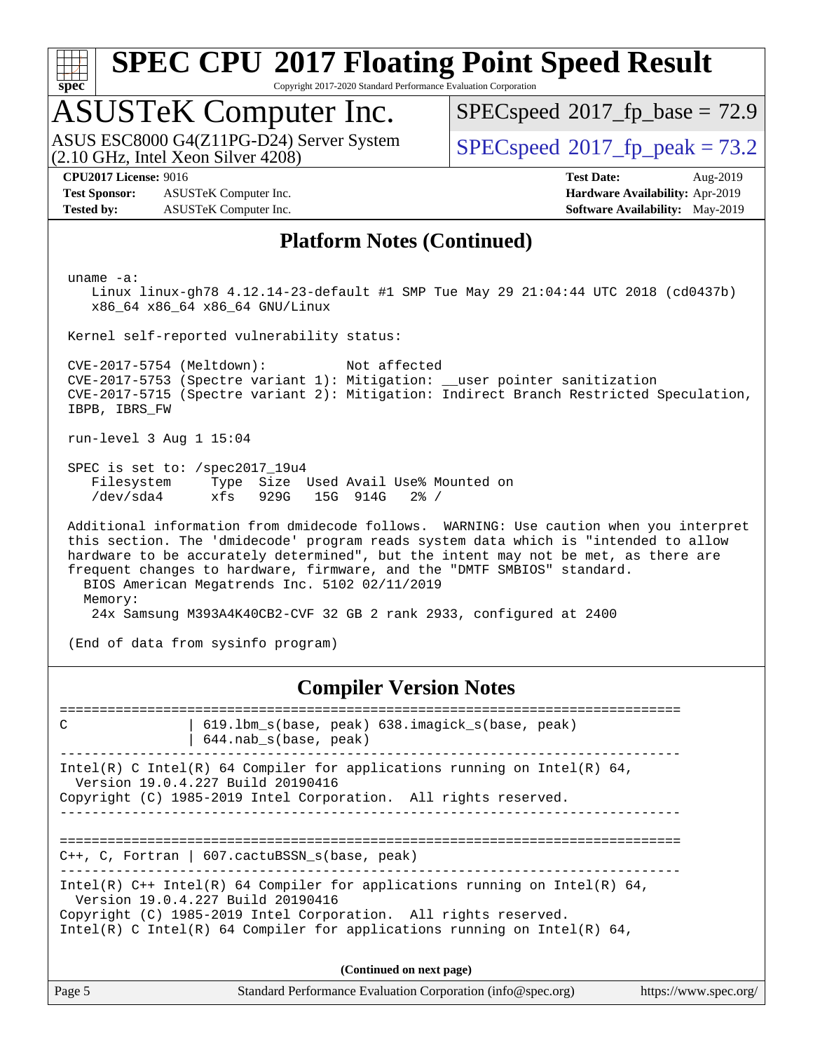## Platform Notes (Continued)

```
uname -a:
   Linux linux-gh78 4.12.14-23-default #1 SMP Tue May 29 21:04:44 UTC 2018 (cd0437b)
   x86_64 x86_64 x86_64 GNU/Linux

Kernel self-reported vulnerability status:

CVE-2017-5754 (Meltdown):          Not affected
CVE-2017-5753 (Spectre variant 1): Mitigation: __user pointer sanitization
CVE-2017-5715 (Spectre variant 2): Mitigation: Indirect Branch Restricted Speculation,
IBPB, IBRS_FW

run-level 3 Aug 1 15:04

SPEC is set to: /spec2017_19u4
   Filesystem     Type  Size  Used Avail Use% Mounted on
   /dev/sda4      xfs   929G   15G  914G   2% /

Additional information from dmidecode follows.  WARNING: Use caution when you interpret
this section. The 'dmidecode' program reads system data which is "intended to allow
hardware to be accurately determined", but the intent may not be met, as there are
frequent changes to hardware, firmware, and the "DMTF SMBIOS" standard.
  BIOS American Megatrends Inc. 5102 02/11/2019
  Memory:
   24x Samsung M393A4K40CB2-CVF 32 GB 2 rank 2933, configured at 2400

(End of data from sysinfo program)
```

## Compiler Version Notes

```
==============================================================================
C               | 619.lbm_s(base, peak) 638.imagick_s(base, peak)
                | 644.nab_s(base, peak)
------------------------------------------------------------------------------
Intel(R) C Intel(R) 64 Compiler for applications running on Intel(R) 64,
  Version 19.0.4.227 Build 20190416
Copyright (C) 1985-2019 Intel Corporation.  All rights reserved.
------------------------------------------------------------------------------

==============================================================================
C++, C, Fortran | 607.cactuBSSN_s(base, peak)
------------------------------------------------------------------------------
Intel(R) C++ Intel(R) 64 Compiler for applications running on Intel(R) 64,
  Version 19.0.4.227 Build 20190416
Copyright (C) 1985-2019 Intel Corporation.  All rights reserved.
Intel(R) C Intel(R) 64 Compiler for applications running on Intel(R) 64,
```

(Continued on next page)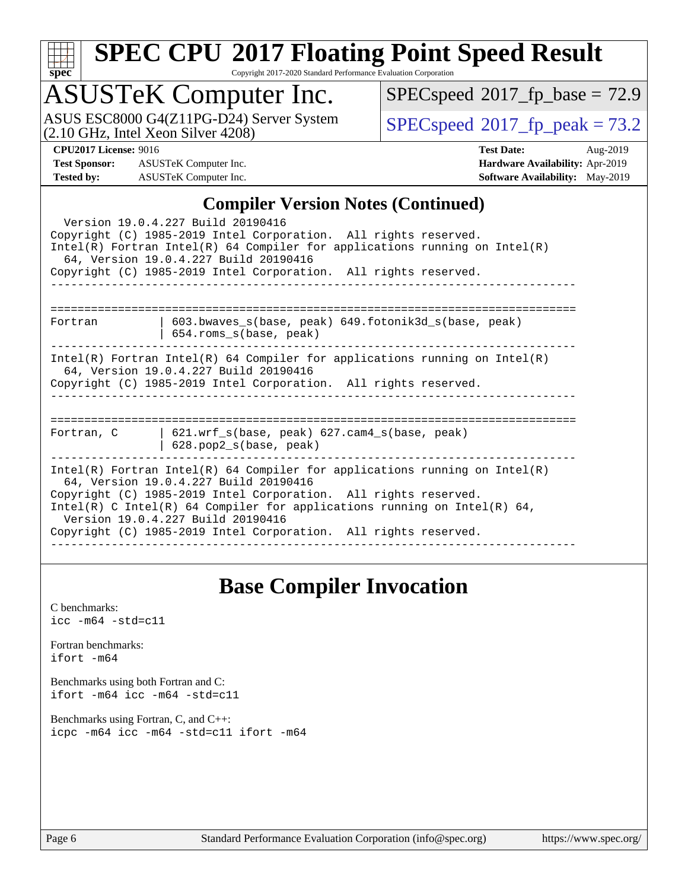## Compiler Version Notes (Continued)

```
  Version 19.0.4.227 Build 20190416
Copyright (C) 1985-2019 Intel Corporation.  All rights reserved.
Intel(R) Fortran Intel(R) 64 Compiler for applications running on Intel(R)
  64, Version 19.0.4.227 Build 20190416
Copyright (C) 1985-2019 Intel Corporation.  All rights reserved.
------------------------------------------------------------------------------

==============================================================================
Fortran         | 603.bwaves_s(base, peak) 649.fotonik3d_s(base, peak)
                | 654.roms_s(base, peak)
------------------------------------------------------------------------------
Intel(R) Fortran Intel(R) 64 Compiler for applications running on Intel(R)
  64, Version 19.0.4.227 Build 20190416
Copyright (C) 1985-2019 Intel Corporation.  All rights reserved.
------------------------------------------------------------------------------

==============================================================================
Fortran, C      | 621.wrf_s(base, peak) 627.cam4_s(base, peak)
                | 628.pop2_s(base, peak)
------------------------------------------------------------------------------
Intel(R) Fortran Intel(R) 64 Compiler for applications running on Intel(R)
  64, Version 19.0.4.227 Build 20190416
Copyright (C) 1985-2019 Intel Corporation.  All rights reserved.
Intel(R) C Intel(R) 64 Compiler for applications running on Intel(R) 64,
  Version 19.0.4.227 Build 20190416
Copyright (C) 1985-2019 Intel Corporation.  All rights reserved.
------------------------------------------------------------------------------
```

## Base Compiler Invocation

C benchmarks:
`icc -m64 -std=c11`

Fortran benchmarks:
`ifort -m64`

Benchmarks using both Fortran and C:
`ifort -m64 icc -m64 -std=c11`

Benchmarks using Fortran, C, and C++:
`icpc -m64 icc -m64 -std=c11 ifort -m64`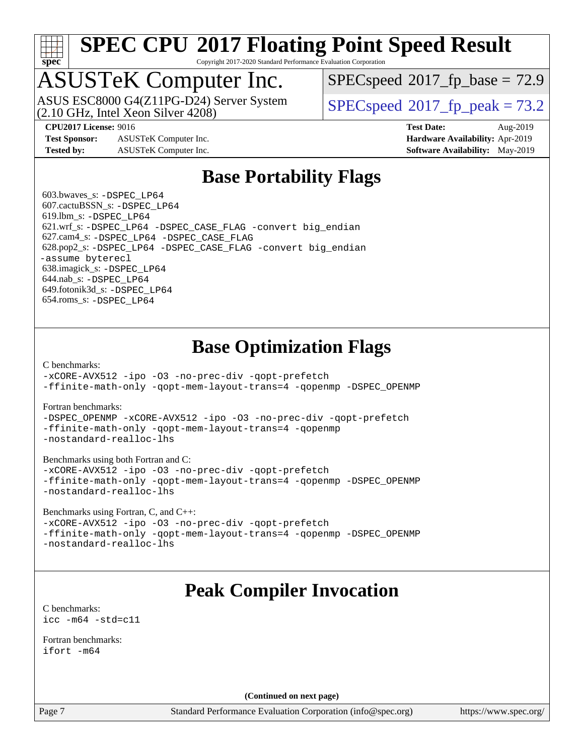# SPEC CPU 2017 Floating Point Speed Result

Copyright 2017-2020 Standard Performance Evaluation Corporation

## ASUSTeK Computer Inc.

ASUS ESC8000 G4(Z11PG-D24) Server System (2.10 GHz, Intel Xeon Silver 4208)

SPECspeed 2017_fp_base = 72.9

SPECspeed 2017_fp_peak = 73.2

**CPU2017 License:** 9016
**Test Sponsor:** ASUSTeK Computer Inc.
**Tested by:** ASUSTeK Computer Inc.
**Test Date:** Aug-2019
**Hardware Availability:** Apr-2019
**Software Availability:** May-2019

## Base Portability Flags

603.bwaves_s: -DSPEC_LP64
607.cactuBSSN_s: -DSPEC_LP64
619.lbm_s: -DSPEC_LP64
621.wrf_s: -DSPEC_LP64 -DSPEC_CASE_FLAG -convert big_endian
627.cam4_s: -DSPEC_LP64 -DSPEC_CASE_FLAG
628.pop2_s: -DSPEC_LP64 -DSPEC_CASE_FLAG -convert big_endian -assume byterecl
638.imagick_s: -DSPEC_LP64
644.nab_s: -DSPEC_LP64
649.fotonik3d_s: -DSPEC_LP64
654.roms_s: -DSPEC_LP64

## Base Optimization Flags

C benchmarks:
```
-xCORE-AVX512 -ipo -O3 -no-prec-div -qopt-prefetch
-ffinite-math-only -qopt-mem-layout-trans=4 -qopenmp -DSPEC_OPENMP
```

Fortran benchmarks:
```
-DSPEC_OPENMP -xCORE-AVX512 -ipo -O3 -no-prec-div -qopt-prefetch
-ffinite-math-only -qopt-mem-layout-trans=4 -qopenmp
-nostandard-realloc-lhs
```

Benchmarks using both Fortran and C:
```
-xCORE-AVX512 -ipo -O3 -no-prec-div -qopt-prefetch
-ffinite-math-only -qopt-mem-layout-trans=4 -qopenmp -DSPEC_OPENMP
-nostandard-realloc-lhs
```

Benchmarks using Fortran, C, and C++:
```
-xCORE-AVX512 -ipo -O3 -no-prec-div -qopt-prefetch
-ffinite-math-only -qopt-mem-layout-trans=4 -qopenmp -DSPEC_OPENMP
-nostandard-realloc-lhs
```

## Peak Compiler Invocation

C benchmarks:
```
icc -m64 -std=c11
```

Fortran benchmarks:
```
ifort -m64
```

(Continued on next page)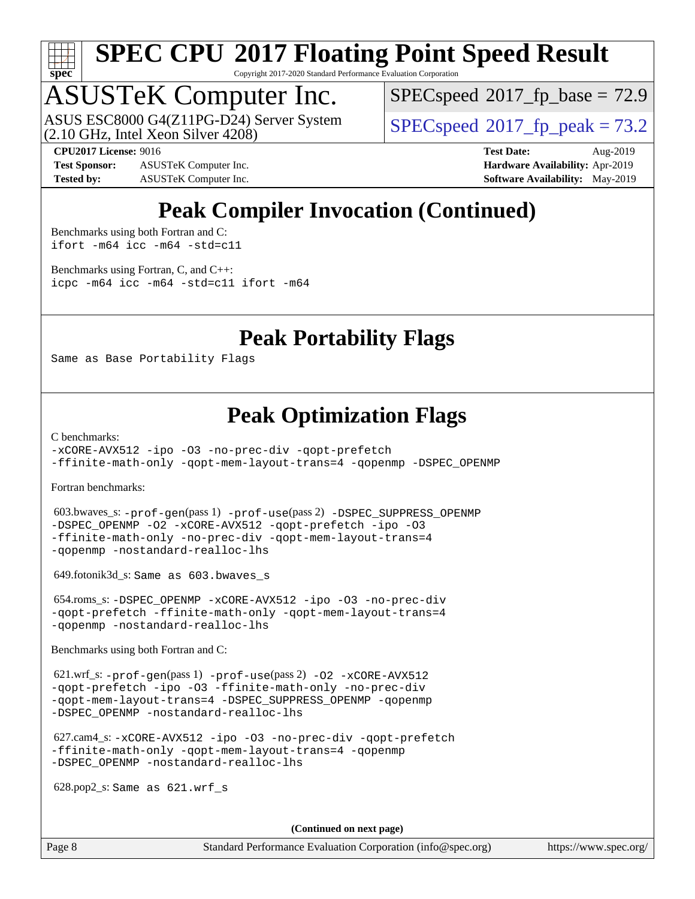# Peak Compiler Invocation (Continued)

Benchmarks using both Fortran and C:
`ifort -m64 icc -m64 -std=c11`

Benchmarks using Fortran, C, and C++:
`icpc -m64 icc -m64 -std=c11 ifort -m64`

# Peak Portability Flags

Same as Base Portability Flags

# Peak Optimization Flags

C benchmarks:
`-xCORE-AVX512 -ipo -O3 -no-prec-div -qopt-prefetch -ffinite-math-only -qopt-mem-layout-trans=4 -qopenmp -DSPEC_OPENMP`

Fortran benchmarks:

603.bwaves_s: `-prof-gen`(pass 1) `-prof-use`(pass 2) `-DSPEC_SUPPRESS_OPENMP -DSPEC_OPENMP -O2 -xCORE-AVX512 -qopt-prefetch -ipo -O3 -ffinite-math-only -no-prec-div -qopt-mem-layout-trans=4 -qopenmp -nostandard-realloc-lhs`

649.fotonik3d_s: Same as 603.bwaves_s

654.roms_s: `-DSPEC_OPENMP -xCORE-AVX512 -ipo -O3 -no-prec-div -qopt-prefetch -ffinite-math-only -qopt-mem-layout-trans=4 -qopenmp -nostandard-realloc-lhs`

Benchmarks using both Fortran and C:

621.wrf_s: `-prof-gen`(pass 1) `-prof-use`(pass 2) `-O2 -xCORE-AVX512 -qopt-prefetch -ipo -O3 -ffinite-math-only -no-prec-div -qopt-mem-layout-trans=4 -DSPEC_SUPPRESS_OPENMP -qopenmp -DSPEC_OPENMP -nostandard-realloc-lhs`

627.cam4_s: `-xCORE-AVX512 -ipo -O3 -no-prec-div -qopt-prefetch -ffinite-math-only -qopt-mem-layout-trans=4 -qopenmp -DSPEC_OPENMP -nostandard-realloc-lhs`

628.pop2_s: Same as 621.wrf_s

**(Continued on next page)**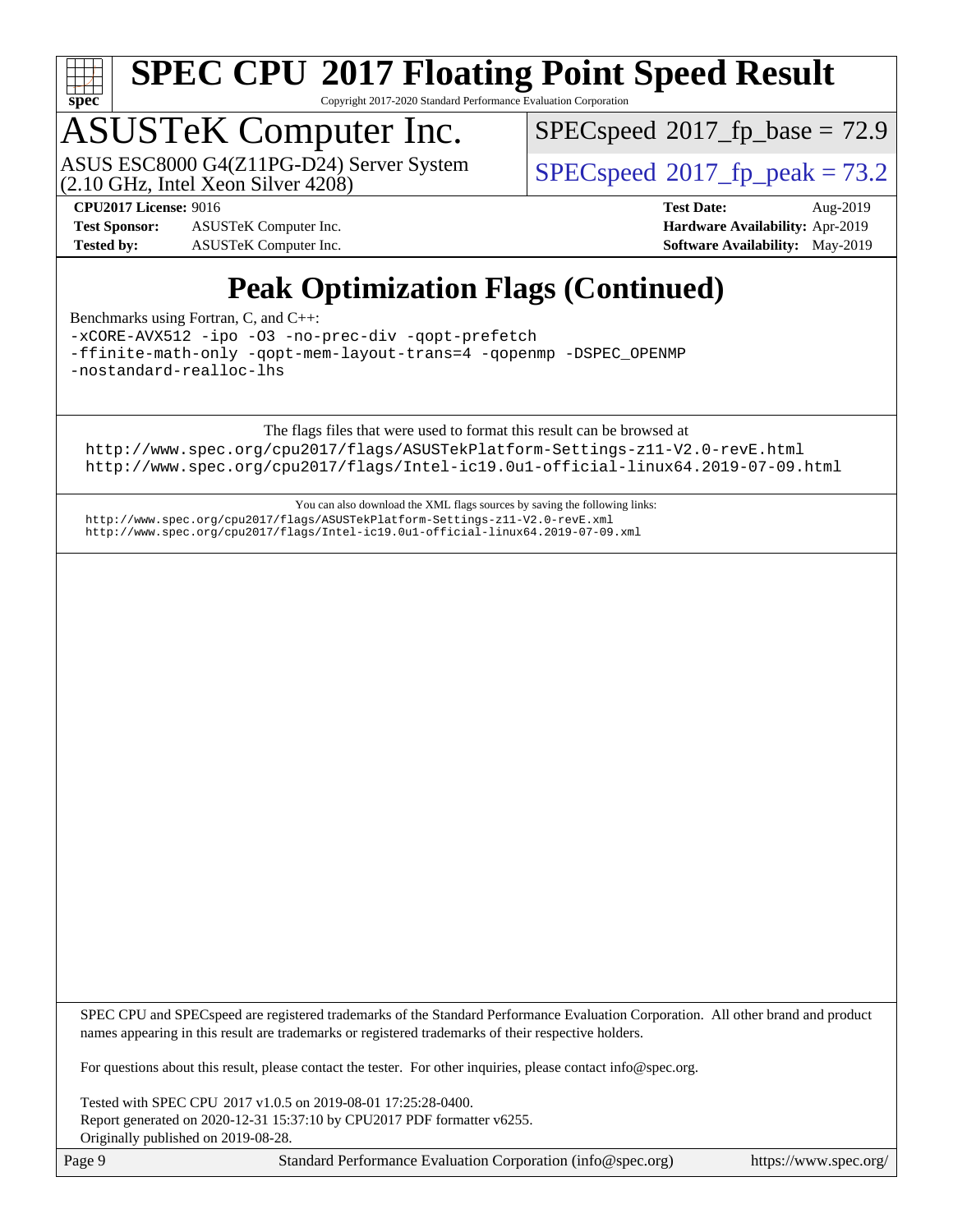# SPEC CPU 2017 Floating Point Speed Result

Copyright 2017-2020 Standard Performance Evaluation Corporation

## ASUSTeK Computer Inc.

ASUS ESC8000 G4(Z11PG-D24) Server System
(2.10 GHz, Intel Xeon Silver 4208)

SPECspeed 2017_fp_base = 72.9

SPECspeed 2017_fp_peak = 73.2

**CPU2017 License:** 9016
**Test Sponsor:** ASUSTeK Computer Inc.
**Tested by:** ASUSTeK Computer Inc.

**Test Date:** Aug-2019
**Hardware Availability:** Apr-2019
**Software Availability:** May-2019

## Peak Optimization Flags (Continued)

Benchmarks using Fortran, C, and C++:

```
-xCORE-AVX512 -ipo -O3 -no-prec-div -qopt-prefetch
-ffinite-math-only -qopt-mem-layout-trans=4 -qopenmp -DSPEC_OPENMP
-nostandard-realloc-lhs
```

The flags files that were used to format this result can be browsed at

http://www.spec.org/cpu2017/flags/ASUSTekPlatform-Settings-z11-V2.0-revE.html
http://www.spec.org/cpu2017/flags/Intel-ic19.0u1-official-linux64.2019-07-09.html

You can also download the XML flags sources by saving the following links:

http://www.spec.org/cpu2017/flags/ASUSTekPlatform-Settings-z11-V2.0-revE.xml
http://www.spec.org/cpu2017/flags/Intel-ic19.0u1-official-linux64.2019-07-09.xml

SPEC CPU and SPECspeed are registered trademarks of the Standard Performance Evaluation Corporation. All other brand and product names appearing in this result are trademarks or registered trademarks of their respective holders.

For questions about this result, please contact the tester. For other inquiries, please contact info@spec.org.

Tested with SPEC CPU 2017 v1.0.5 on 2019-08-01 17:25:28-0400.
Report generated on 2020-12-31 15:37:10 by CPU2017 PDF formatter v6255.
Originally published on 2019-08-28.